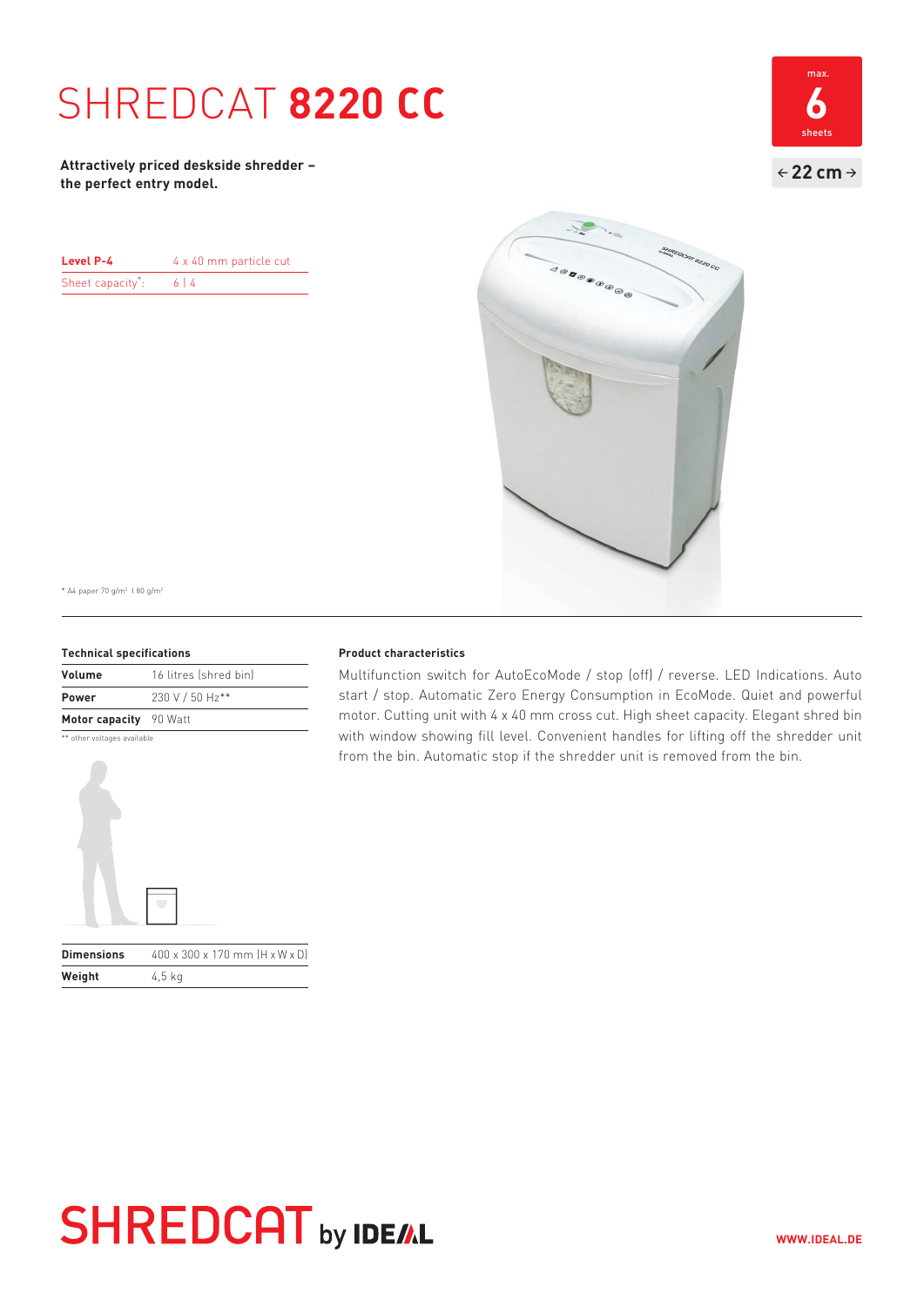# SHREDCAT **8220 CC**

**Attractively priced deskside shredder – the perfect entry model.**

max.
6
sheets

← 22 cm →

| **Level P-4** | 4 x 40 mm particle cut |
|---|---|
| Sheet capacity*: | 6 \| 4 |

* A4 paper 70 g/m² | 80 g/m²

**Technical specifications**

| | |
|---|---|
| **Volume** | 16 litres (shred bin) |
| **Power** | 230 V / 50 Hz** |
| **Motor capacity** | 90 Watt |

** other voltages available

| | |
|---|---|
| **Dimensions** | 400 x 300 x 170 mm (H x W x D) |
| **Weight** | 4,5 kg |

**Product characteristics**

Multifunction switch for AutoEcoMode / stop (off) / reverse. LED Indications. Auto start / stop. Automatic Zero Energy Consumption in EcoMode. Quiet and powerful motor. Cutting unit with 4 x 40 mm cross cut. High sheet capacity. Elegant shred bin with window showing fill level. Convenient handles for lifting off the shredder unit from the bin. Automatic stop if the shredder unit is removed from the bin.

SHREDCAT by IDEAL

WWW.IDEAL.DE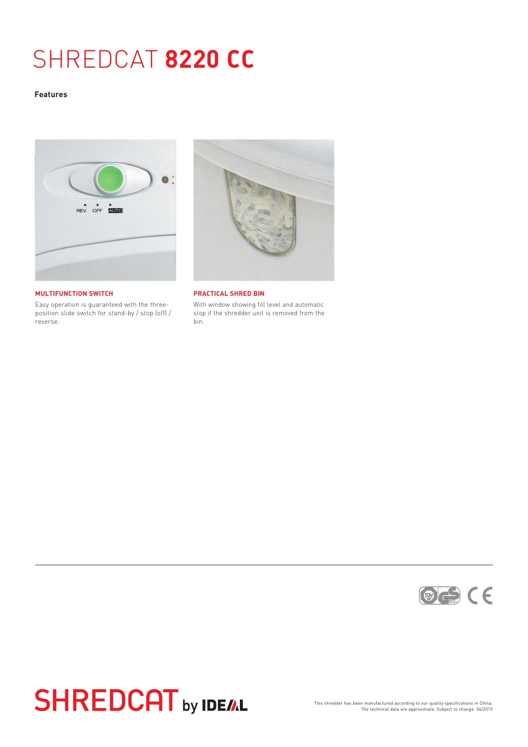# SHREDCAT **8220 CC**

**Features**

### MULTIFUNCTION SWITCH

Easy operation is guaranteed with the three-position slide switch for stand-by / stop (off) / reverse.

### PRACTICAL SHRED BIN

With window showing fill level and automatic stop if the shredder unit is removed from the bin.

SHREDCAT by IDEAL

This shredder has been manufactured according to our quality specifications in China.
The technical data are approximate. Subject to change. 04/2015